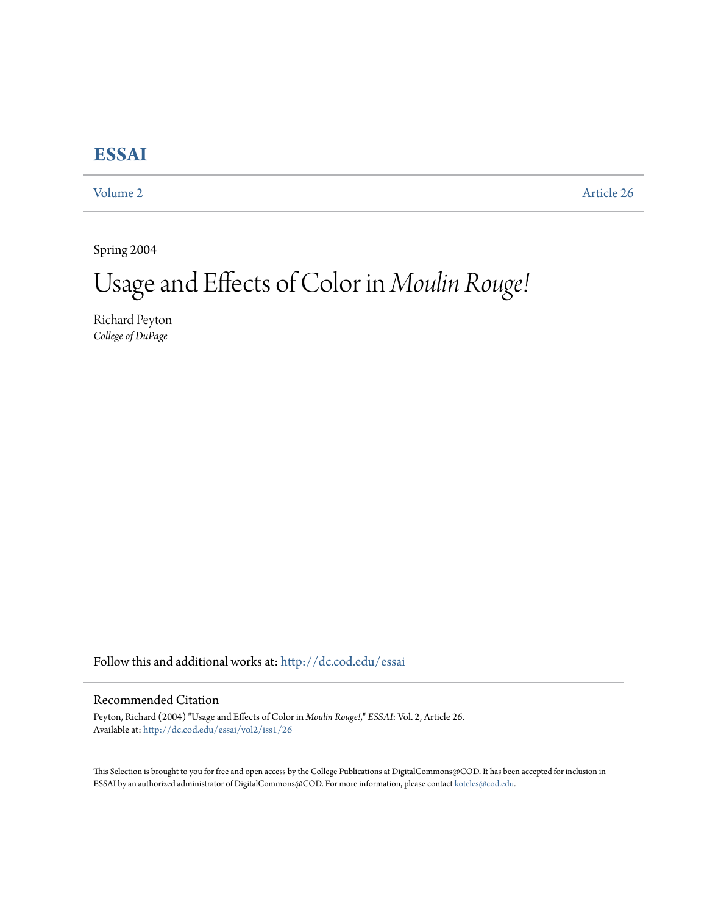# ESSAI

Volume 2 Article 26

Spring 2004

# Usage and Effects of Color in *Moulin Rouge!*

Richard Peyton
*College of DuPage*

Follow this and additional works at: http://dc.cod.edu/essai

## Recommended Citation

Peyton, Richard (2004) "Usage and Effects of Color in *Moulin Rouge!*," *ESSAI*: Vol. 2, Article 26.
Available at: http://dc.cod.edu/essai/vol2/iss1/26

This Selection is brought to you for free and open access by the College Publications at DigitalCommons@COD. It has been accepted for inclusion in ESSAI by an authorized administrator of DigitalCommons@COD. For more information, please contact koteles@cod.edu.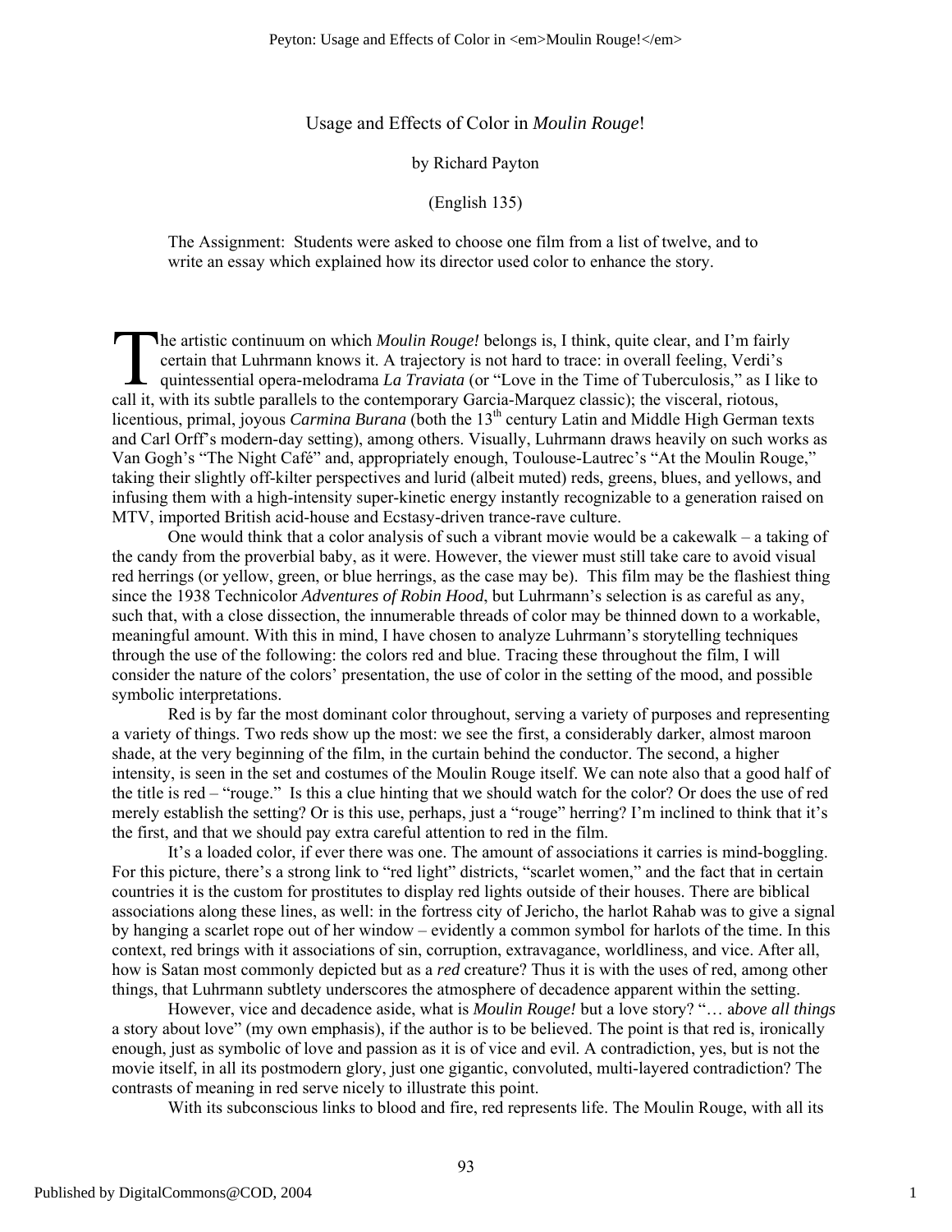# Usage and Effects of Color in *Moulin Rouge*!

by Richard Payton

(English 135)

The Assignment: Students were asked to choose one film from a list of twelve, and to write an essay which explained how its director used color to enhance the story.

The artistic continuum on which *Moulin Rouge!* belongs is, I think, quite clear, and I'm fairly certain that Luhrmann knows it. A trajectory is not hard to trace: in overall feeling, Verdi's quintessential opera-melodrama *La Traviata* (or "Love in the Time of Tuberculosis," as I like to call it, with its subtle parallels to the contemporary Garcia-Marquez classic); the visceral, riotous, licentious, primal, joyous *Carmina Burana* (both the 13th century Latin and Middle High German texts and Carl Orff's modern-day setting), among others. Visually, Luhrmann draws heavily on such works as Van Gogh's "The Night Café" and, appropriately enough, Toulouse-Lautrec's "At the Moulin Rouge," taking their slightly off-kilter perspectives and lurid (albeit muted) reds, greens, blues, and yellows, and infusing them with a high-intensity super-kinetic energy instantly recognizable to a generation raised on MTV, imported British acid-house and Ecstasy-driven trance-rave culture.

One would think that a color analysis of such a vibrant movie would be a cakewalk – a taking of the candy from the proverbial baby, as it were. However, the viewer must still take care to avoid visual red herrings (or yellow, green, or blue herrings, as the case may be). This film may be the flashiest thing since the 1938 Technicolor *Adventures of Robin Hood*, but Luhrmann's selection is as careful as any, such that, with a close dissection, the innumerable threads of color may be thinned down to a workable, meaningful amount. With this in mind, I have chosen to analyze Luhrmann's storytelling techniques through the use of the following: the colors red and blue. Tracing these throughout the film, I will consider the nature of the colors' presentation, the use of color in the setting of the mood, and possible symbolic interpretations.

Red is by far the most dominant color throughout, serving a variety of purposes and representing a variety of things. Two reds show up the most: we see the first, a considerably darker, almost maroon shade, at the very beginning of the film, in the curtain behind the conductor. The second, a higher intensity, is seen in the set and costumes of the Moulin Rouge itself. We can note also that a good half of the title is red – "rouge." Is this a clue hinting that we should watch for the color? Or does the use of red merely establish the setting? Or is this use, perhaps, just a "rouge" herring? I'm inclined to think that it's the first, and that we should pay extra careful attention to red in the film.

It's a loaded color, if ever there was one. The amount of associations it carries is mind-boggling. For this picture, there's a strong link to "red light" districts, "scarlet women," and the fact that in certain countries it is the custom for prostitutes to display red lights outside of their houses. There are biblical associations along these lines, as well: in the fortress city of Jericho, the harlot Rahab was to give a signal by hanging a scarlet rope out of her window – evidently a common symbol for harlots of the time. In this context, red brings with it associations of sin, corruption, extravagance, worldliness, and vice. After all, how is Satan most commonly depicted but as a *red* creature? Thus it is with the uses of red, among other things, that Luhrmann subtlety underscores the atmosphere of decadence apparent within the setting.

However, vice and decadence aside, what is *Moulin Rouge!* but a love story? "… a*bove all things* a story about love" (my own emphasis), if the author is to be believed. The point is that red is, ironically enough, just as symbolic of love and passion as it is of vice and evil. A contradiction, yes, but is not the movie itself, in all its postmodern glory, just one gigantic, convoluted, multi-layered contradiction? The contrasts of meaning in red serve nicely to illustrate this point.

With its subconscious links to blood and fire, red represents life. The Moulin Rouge, with all its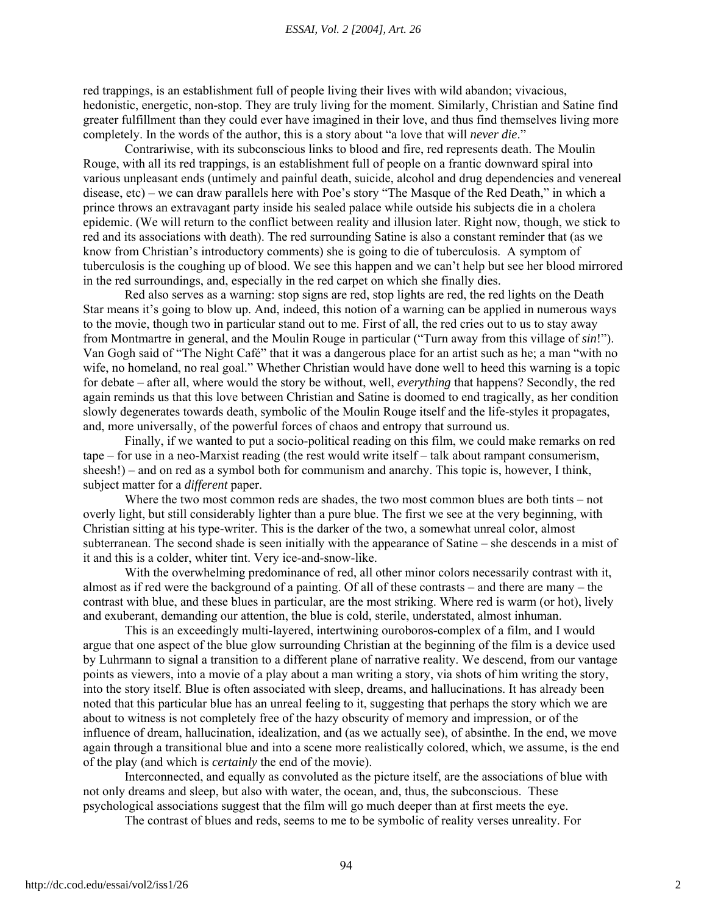red trappings, is an establishment full of people living their lives with wild abandon; vivacious, hedonistic, energetic, non-stop. They are truly living for the moment. Similarly, Christian and Satine find greater fulfillment than they could ever have imagined in their love, and thus find themselves living more completely. In the words of the author, this is a story about "a love that will *never die*."

Contrariwise, with its subconscious links to blood and fire, red represents death. The Moulin Rouge, with all its red trappings, is an establishment full of people on a frantic downward spiral into various unpleasant ends (untimely and painful death, suicide, alcohol and drug dependencies and venereal disease, etc) – we can draw parallels here with Poe's story "The Masque of the Red Death," in which a prince throws an extravagant party inside his sealed palace while outside his subjects die in a cholera epidemic. (We will return to the conflict between reality and illusion later. Right now, though, we stick to red and its associations with death). The red surrounding Satine is also a constant reminder that (as we know from Christian's introductory comments) she is going to die of tuberculosis. A symptom of tuberculosis is the coughing up of blood. We see this happen and we can't help but see her blood mirrored in the red surroundings, and, especially in the red carpet on which she finally dies.

Red also serves as a warning: stop signs are red, stop lights are red, the red lights on the Death Star means it's going to blow up. And, indeed, this notion of a warning can be applied in numerous ways to the movie, though two in particular stand out to me. First of all, the red cries out to us to stay away from Montmartre in general, and the Moulin Rouge in particular ("Turn away from this village of *sin*!"). Van Gogh said of "The Night Café" that it was a dangerous place for an artist such as he; a man "with no wife, no homeland, no real goal." Whether Christian would have done well to heed this warning is a topic for debate – after all, where would the story be without, well, *everything* that happens? Secondly, the red again reminds us that this love between Christian and Satine is doomed to end tragically, as her condition slowly degenerates towards death, symbolic of the Moulin Rouge itself and the life-styles it propagates, and, more universally, of the powerful forces of chaos and entropy that surround us.

Finally, if we wanted to put a socio-political reading on this film, we could make remarks on red tape – for use in a neo-Marxist reading (the rest would write itself – talk about rampant consumerism, sheesh!) – and on red as a symbol both for communism and anarchy. This topic is, however, I think, subject matter for a *different* paper.

Where the two most common reds are shades, the two most common blues are both tints – not overly light, but still considerably lighter than a pure blue. The first we see at the very beginning, with Christian sitting at his type-writer. This is the darker of the two, a somewhat unreal color, almost subterranean. The second shade is seen initially with the appearance of Satine – she descends in a mist of it and this is a colder, whiter tint. Very ice-and-snow-like.

With the overwhelming predominance of red, all other minor colors necessarily contrast with it, almost as if red were the background of a painting. Of all of these contrasts – and there are many – the contrast with blue, and these blues in particular, are the most striking. Where red is warm (or hot), lively and exuberant, demanding our attention, the blue is cold, sterile, understated, almost inhuman.

This is an exceedingly multi-layered, intertwining ouroboros-complex of a film, and I would argue that one aspect of the blue glow surrounding Christian at the beginning of the film is a device used by Luhrmann to signal a transition to a different plane of narrative reality. We descend, from our vantage points as viewers, into a movie of a play about a man writing a story, via shots of him writing the story, into the story itself. Blue is often associated with sleep, dreams, and hallucinations. It has already been noted that this particular blue has an unreal feeling to it, suggesting that perhaps the story which we are about to witness is not completely free of the hazy obscurity of memory and impression, or of the influence of dream, hallucination, idealization, and (as we actually see), of absinthe. In the end, we move again through a transitional blue and into a scene more realistically colored, which, we assume, is the end of the play (and which is *certainly* the end of the movie).

Interconnected, and equally as convoluted as the picture itself, are the associations of blue with not only dreams and sleep, but also with water, the ocean, and, thus, the subconscious. These psychological associations suggest that the film will go much deeper than at first meets the eye.

The contrast of blues and reds, seems to me to be symbolic of reality verses unreality. For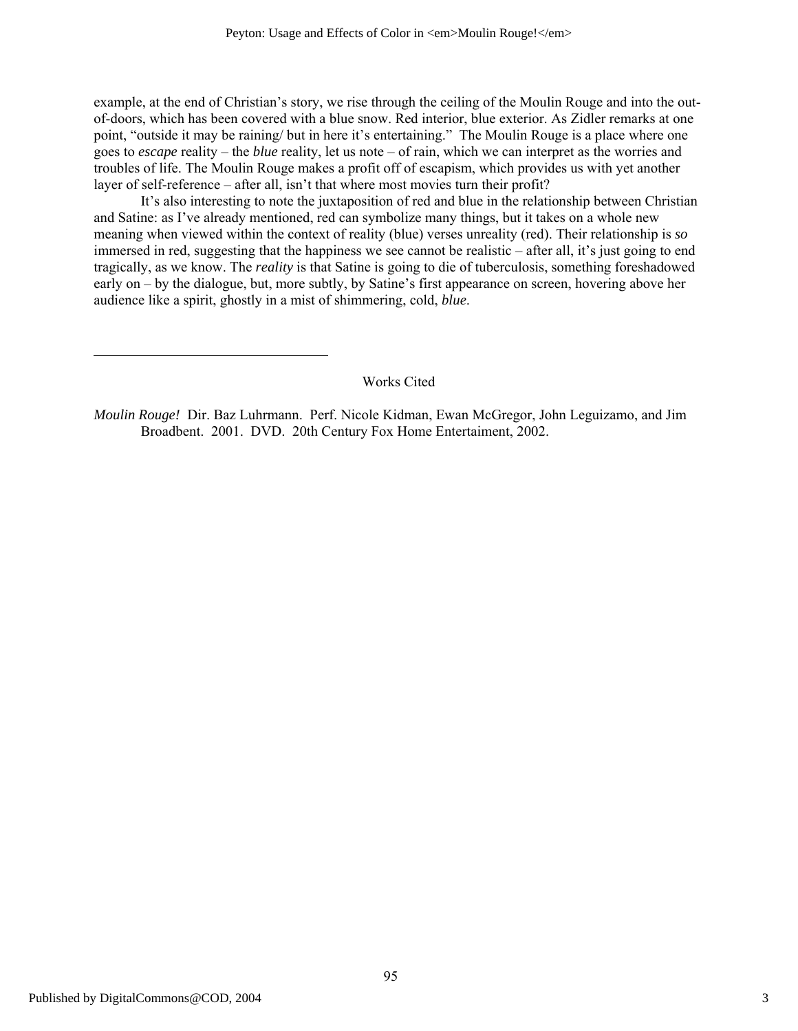example, at the end of Christian's story, we rise through the ceiling of the Moulin Rouge and into the out-of-doors, which has been covered with a blue snow. Red interior, blue exterior. As Zidler remarks at one point, "outside it may be raining/ but in here it's entertaining." The Moulin Rouge is a place where one goes to *escape* reality – the *blue* reality, let us note – of rain, which we can interpret as the worries and troubles of life. The Moulin Rouge makes a profit off of escapism, which provides us with yet another layer of self-reference – after all, isn't that where most movies turn their profit?

It's also interesting to note the juxtaposition of red and blue in the relationship between Christian and Satine: as I've already mentioned, red can symbolize many things, but it takes on a whole new meaning when viewed within the context of reality (blue) verses unreality (red). Their relationship is *so* immersed in red, suggesting that the happiness we see cannot be realistic – after all, it's just going to end tragically, as we know. The *reality* is that Satine is going to die of tuberculosis, something foreshadowed early on – by the dialogue, but, more subtly, by Satine's first appearance on screen, hovering above her audience like a spirit, ghostly in a mist of shimmering, cold, *blue*.

---

Works Cited

*Moulin Rouge!* Dir. Baz Luhrmann. Perf. Nicole Kidman, Ewan McGregor, John Leguizamo, and Jim Broadbent. 2001. DVD. 20th Century Fox Home Entertaiment, 2002.